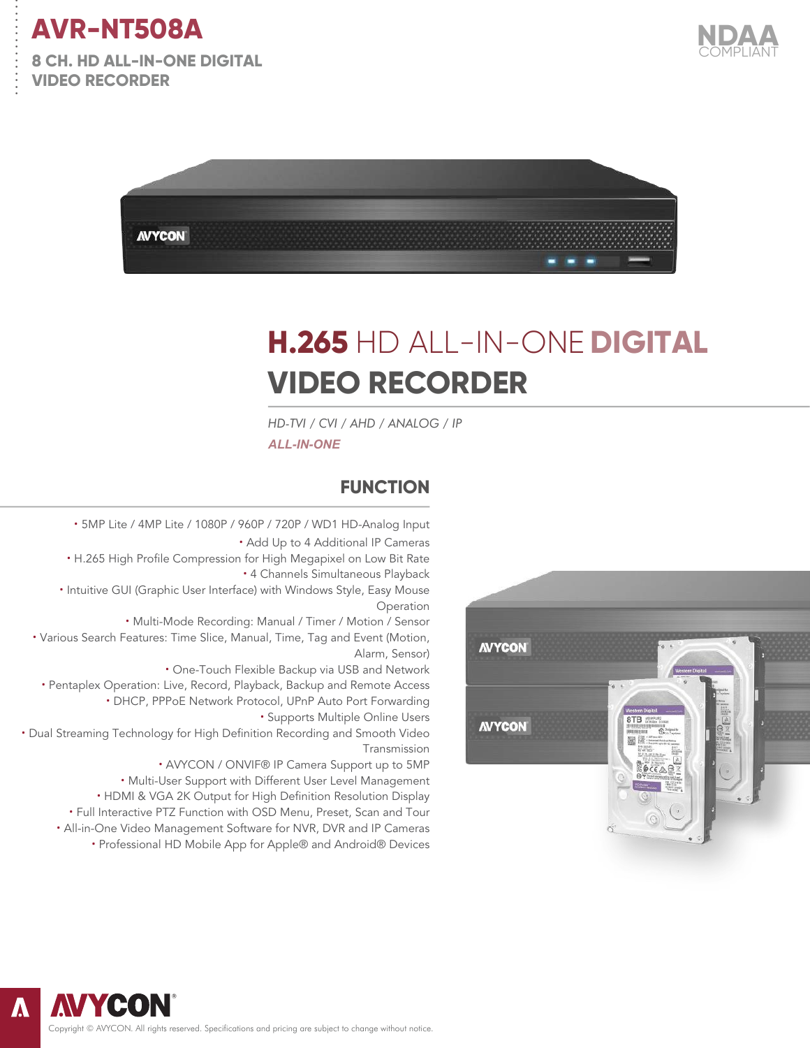# AVR-NT508A

## 8 CH. HD ALL-IN-ONE DIGITAL VIDEO RECORDER

NDAA COMPLIANT

# H.265 HD ALL-IN-ONE DIGITAL VIDEO RECORDER

*HD-TVI / CVI / AHD / ANALOG / IP*

***ALL-IN-ONE***

## FUNCTION

- 5MP Lite / 4MP Lite / 1080P / 960P / 720P / WD1 HD-Analog Input
- Add Up to 4 Additional IP Cameras
- H.265 High Profile Compression for High Megapixel on Low Bit Rate
- 4 Channels Simultaneous Playback
- Intuitive GUI (Graphic User Interface) with Windows Style, Easy Mouse Operation
- Multi-Mode Recording: Manual / Timer / Motion / Sensor
- Various Search Features: Time Slice, Manual, Time, Tag and Event (Motion, Alarm, Sensor)
- One-Touch Flexible Backup via USB and Network
- Pentaplex Operation: Live, Record, Playback, Backup and Remote Access
- DHCP, PPPoE Network Protocol, UPnP Auto Port Forwarding
- Supports Multiple Online Users
- Dual Streaming Technology for High Definition Recording and Smooth Video Transmission
- AVYCON / ONVIF® IP Camera Support up to 5MP
- Multi-User Support with Different User Level Management
- HDMI & VGA 2K Output for High Definition Resolution Display
- Full Interactive PTZ Function with OSD Menu, Preset, Scan and Tour
- All-in-One Video Management Software for NVR, DVR and IP Cameras
- Professional HD Mobile App for Apple® and Android® Devices

AVYCON®

Copyright © AVYCON. All rights reserved. Specifications and pricing are subject to change without notice.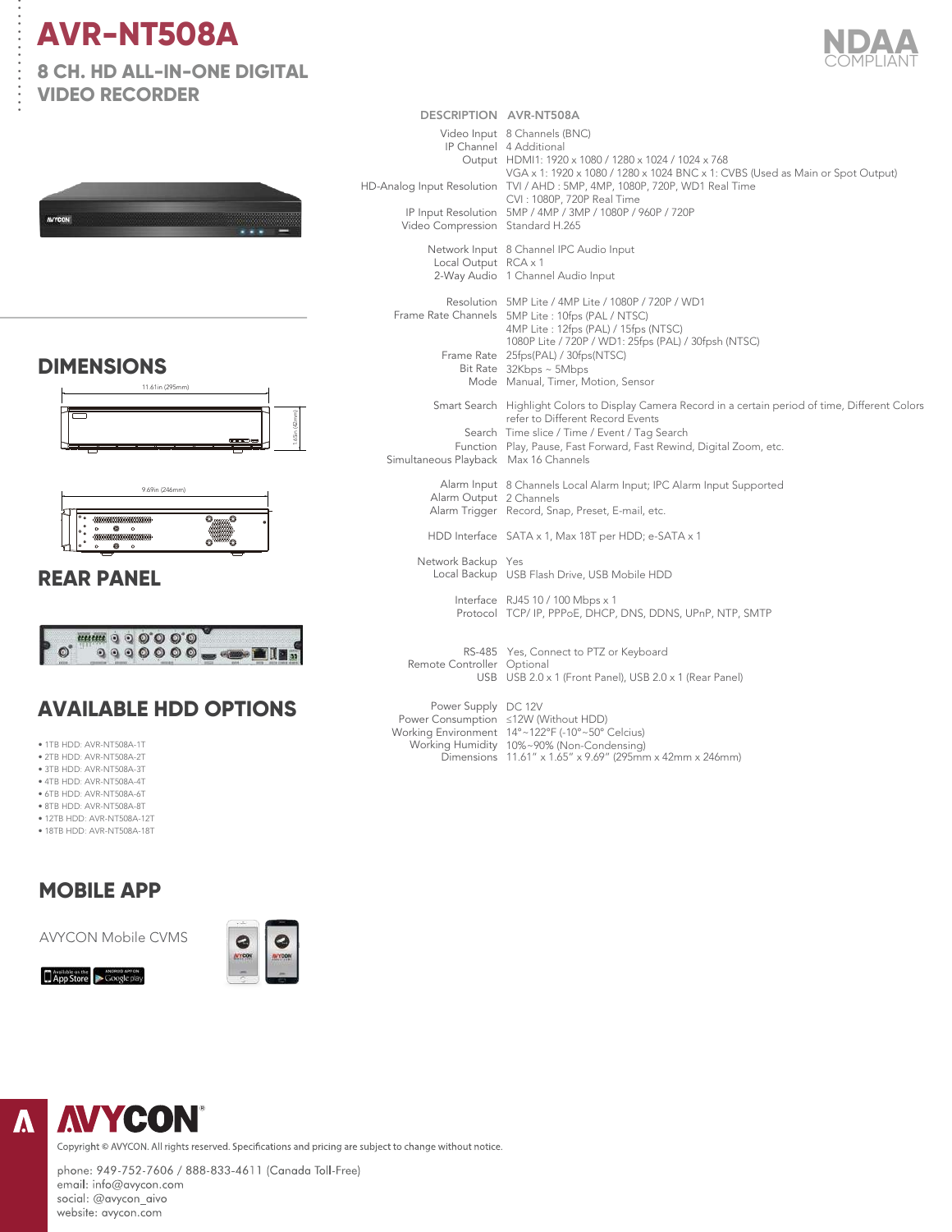# AVR-NT508A

## 8 CH. HD ALL-IN-ONE DIGITAL VIDEO RECORDER

NDAA COMPLIANT

| DESCRIPTION | AVR-NT508A |
|---|---|
| Video Input | 8 Channels (BNC) |
| IP Channel | 4 Additional |
| Output | HDMI1: 1920 x 1080 / 1280 x 1024 / 1024 x 768<br>VGA x 1: 1920 x 1080 / 1280 x 1024 BNC x 1: CVBS (Used as Main or Spot Output) |
| HD-Analog Input Resolution | TVI / AHD : 5MP, 4MP, 1080P, 720P, WD1 Real Time<br>CVI : 1080P, 720P Real Time |
| IP Input Resolution | 5MP / 4MP / 3MP / 1080P / 960P / 720P |
| Video Compression | Standard H.265 |
| Network Input | 8 Channel IPC Audio Input |
| Local Output | RCA x 1 |
| 2-Way Audio | 1 Channel Audio Input |
| Resolution | 5MP Lite / 4MP Lite / 1080P / 720P / WD1 |
| Frame Rate Channels | 5MP Lite : 10fps (PAL / NTSC)<br>4MP Lite : 12fps (PAL) / 15fps (NTSC)<br>1080P Lite / 720P / WD1: 25fps (PAL) / 30fpsh (NTSC) |
| Frame Rate | 25fps(PAL) / 30fps(NTSC) |
| Bit Rate | 32Kbps ~ 5Mbps |
| Mode | Manual, Timer, Motion, Sensor |
| Smart Search | Highlight Colors to Display Camera Record in a certain period of time, Different Colors refer to Different Record Events |
| Search | Time slice / Time / Event / Tag Search |
| Function | Play, Pause, Fast Forward, Fast Rewind, Digital Zoom, etc. |
| Simultaneous Playback | Max 16 Channels |
| Alarm Input | 8 Channels Local Alarm Input; IPC Alarm Input Supported |
| Alarm Output | 2 Channels |
| Alarm Trigger | Record, Snap, Preset, E-mail, etc. |
| HDD Interface | SATA x 1, Max 18T per HDD; e-SATA x 1 |
| Network Backup | Yes |
| Local Backup | USB Flash Drive, USB Mobile HDD |
| Interface | RJ45 10 / 100 Mbps x 1 |
| Protocol | TCP/ IP, PPPoE, DHCP, DNS, DDNS, UPnP, NTP, SMTP |
| RS-485 | Yes, Connect to PTZ or Keyboard |
| Remote Controller | Optional |
| USB | USB 2.0 x 1 (Front Panel), USB 2.0 x 1 (Rear Panel) |
| Power Supply | DC 12V |
| Power Consumption | ≤12W (Without HDD) |
| Working Environment | 14°~122°F (-10°~50° Celcius) |
| Working Humidity | 10%~90% (Non-Condensing) |
| Dimensions | 11.61" x 1.65" x 9.69" (295mm x 42mm x 246mm) |

## DIMENSIONS

11.61in (295mm)

1.65in (42mm)

9.69in (246mm)

## REAR PANEL

## AVAILABLE HDD OPTIONS

- 1TB HDD: AVR-NT508A-1T
- 2TB HDD: AVR-NT508A-2T
- 3TB HDD: AVR-NT508A-3T
- 4TB HDD: AVR-NT508A-4T
- 6TB HDD: AVR-NT508A-6T
- 8TB HDD: AVR-NT508A-8T
- 12TB HDD: AVR-NT508A-12T
- 18TB HDD: AVR-NT508A-18T

## MOBILE APP

AVYCON Mobile CVMS

Available on the App Store | ANDROID APP ON Google play

AVYCON®

Copyright © AVYCON. All rights reserved. Specifications and pricing are subject to change without notice.

phone: 949-752-7606 / 888-833-4611 (Canada Toll-Free)
email: info@avycon.com
social: @avycon_aivo
website: avycon.com